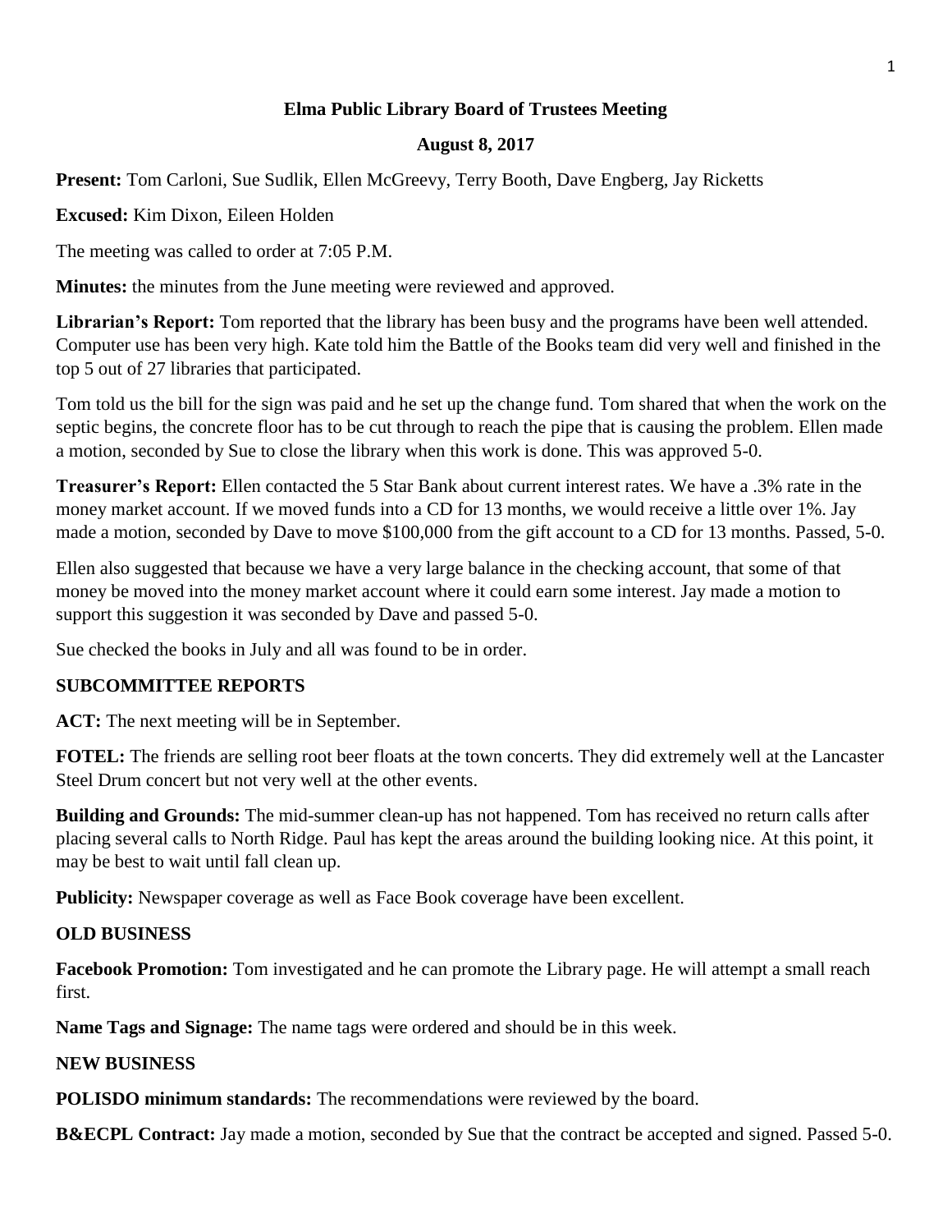# Elma Public Library Board of Trustees Meeting

## August 8, 2017

**Present:** Tom Carloni, Sue Sudlik, Ellen McGreevy, Terry Booth, Dave Engberg, Jay Ricketts

**Excused:** Kim Dixon, Eileen Holden

The meeting was called to order at 7:05 P.M.

**Minutes:** the minutes from the June meeting were reviewed and approved.

**Librarian's Report:** Tom reported that the library has been busy and the programs have been well attended. Computer use has been very high. Kate told him the Battle of the Books team did very well and finished in the top 5 out of 27 libraries that participated.

Tom told us the bill for the sign was paid and he set up the change fund. Tom shared that when the work on the septic begins, the concrete floor has to be cut through to reach the pipe that is causing the problem. Ellen made a motion, seconded by Sue to close the library when this work is done. This was approved 5-0.

**Treasurer's Report:** Ellen contacted the 5 Star Bank about current interest rates. We have a .3% rate in the money market account. If we moved funds into a CD for 13 months, we would receive a little over 1%. Jay made a motion, seconded by Dave to move $100,000 from the gift account to a CD for 13 months. Passed, 5-0.

Ellen also suggested that because we have a very large balance in the checking account, that some of that money be moved into the money market account where it could earn some interest. Jay made a motion to support this suggestion it was seconded by Dave and passed 5-0.

Sue checked the books in July and all was found to be in order.

### SUBCOMMITTEE REPORTS

**ACT:** The next meeting will be in September.

**FOTEL:** The friends are selling root beer floats at the town concerts. They did extremely well at the Lancaster Steel Drum concert but not very well at the other events.

**Building and Grounds:** The mid-summer clean-up has not happened. Tom has received no return calls after placing several calls to North Ridge. Paul has kept the areas around the building looking nice. At this point, it may be best to wait until fall clean up.

**Publicity:** Newspaper coverage as well as Face Book coverage have been excellent.

### OLD BUSINESS

**Facebook Promotion:** Tom investigated and he can promote the Library page. He will attempt a small reach first.

**Name Tags and Signage:** The name tags were ordered and should be in this week.

### NEW BUSINESS

**POLISDO minimum standards:** The recommendations were reviewed by the board.

**B&ECPL Contract:** Jay made a motion, seconded by Sue that the contract be accepted and signed. Passed 5-0.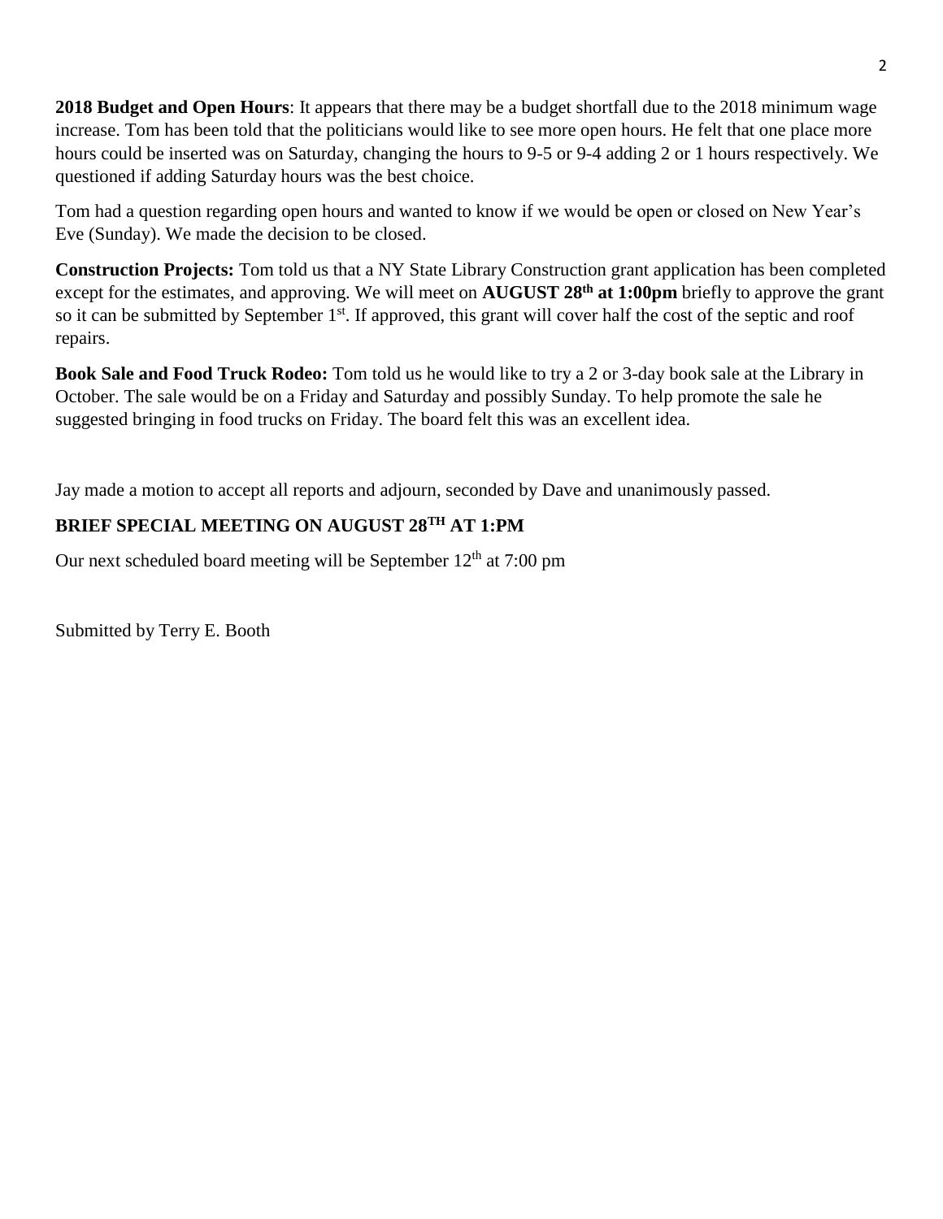**2018 Budget and Open Hours**: It appears that there may be a budget shortfall due to the 2018 minimum wage increase. Tom has been told that the politicians would like to see more open hours. He felt that one place more hours could be inserted was on Saturday, changing the hours to 9-5 or 9-4 adding 2 or 1 hours respectively. We questioned if adding Saturday hours was the best choice.

Tom had a question regarding open hours and wanted to know if we would be open or closed on New Year's Eve (Sunday). We made the decision to be closed.

**Construction Projects:** Tom told us that a NY State Library Construction grant application has been completed except for the estimates, and approving. We will meet on **AUGUST 28th at 1:00pm** briefly to approve the grant so it can be submitted by September 1st. If approved, this grant will cover half the cost of the septic and roof repairs.

**Book Sale and Food Truck Rodeo:** Tom told us he would like to try a 2 or 3-day book sale at the Library in October. The sale would be on a Friday and Saturday and possibly Sunday. To help promote the sale he suggested bringing in food trucks on Friday. The board felt this was an excellent idea.

Jay made a motion to accept all reports and adjourn, seconded by Dave and unanimously passed.

**BRIEF SPECIAL MEETING ON AUGUST 28TH AT 1:PM**

Our next scheduled board meeting will be September 12th at 7:00 pm

Submitted by Terry E. Booth